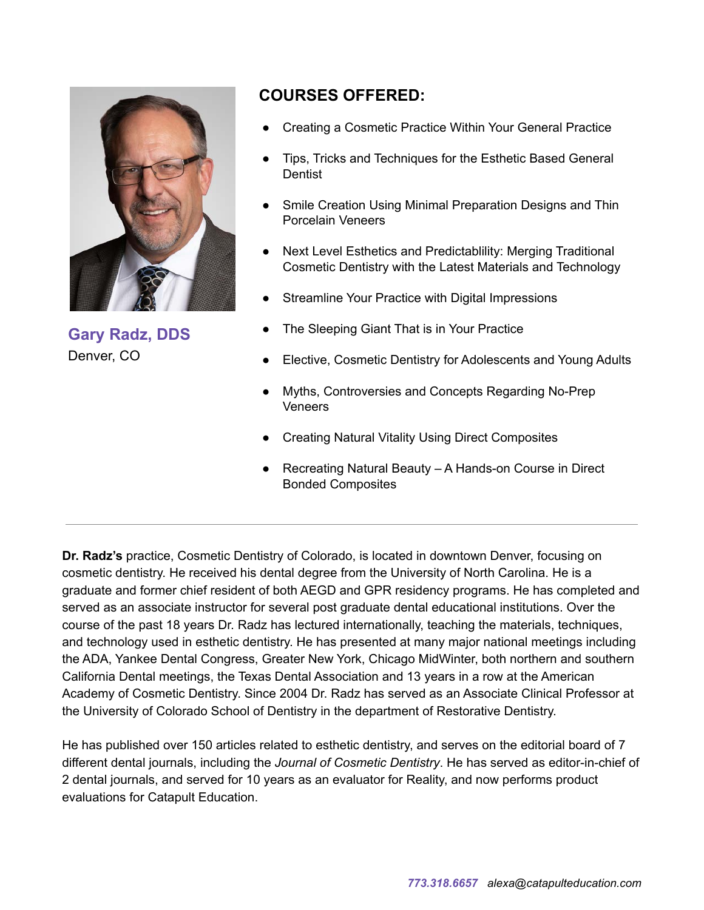**Gary Radz, DDS**
Denver, CO

## COURSES OFFERED:

- Creating a Cosmetic Practice Within Your General Practice
- Tips, Tricks and Techniques for the Esthetic Based General Dentist
- Smile Creation Using Minimal Preparation Designs and Thin Porcelain Veneers
- Next Level Esthetics and Predictablility: Merging Traditional Cosmetic Dentistry with the Latest Materials and Technology
- Streamline Your Practice with Digital Impressions
- The Sleeping Giant That is in Your Practice
- Elective, Cosmetic Dentistry for Adolescents and Young Adults
- Myths, Controversies and Concepts Regarding No-Prep Veneers
- Creating Natural Vitality Using Direct Composites
- Recreating Natural Beauty – A Hands-on Course in Direct Bonded Composites

---

**Dr. Radz's** practice, Cosmetic Dentistry of Colorado, is located in downtown Denver, focusing on cosmetic dentistry. He received his dental degree from the University of North Carolina. He is a graduate and former chief resident of both AEGD and GPR residency programs. He has completed and served as an associate instructor for several post graduate dental educational institutions. Over the course of the past 18 years Dr. Radz has lectured internationally, teaching the materials, techniques, and technology used in esthetic dentistry. He has presented at many major national meetings including the ADA, Yankee Dental Congress, Greater New York, Chicago MidWinter, both northern and southern California Dental meetings, the Texas Dental Association and 13 years in a row at the American Academy of Cosmetic Dentistry. Since 2004 Dr. Radz has served as an Associate Clinical Professor at the University of Colorado School of Dentistry in the department of Restorative Dentistry.

He has published over 150 articles related to esthetic dentistry, and serves on the editorial board of 7 different dental journals, including the *Journal of Cosmetic Dentistry*. He has served as editor-in-chief of 2 dental journals, and served for 10 years as an evaluator for Reality, and now performs product evaluations for Catapult Education.

*773.318.6657* *alexa@catapulteducation.com*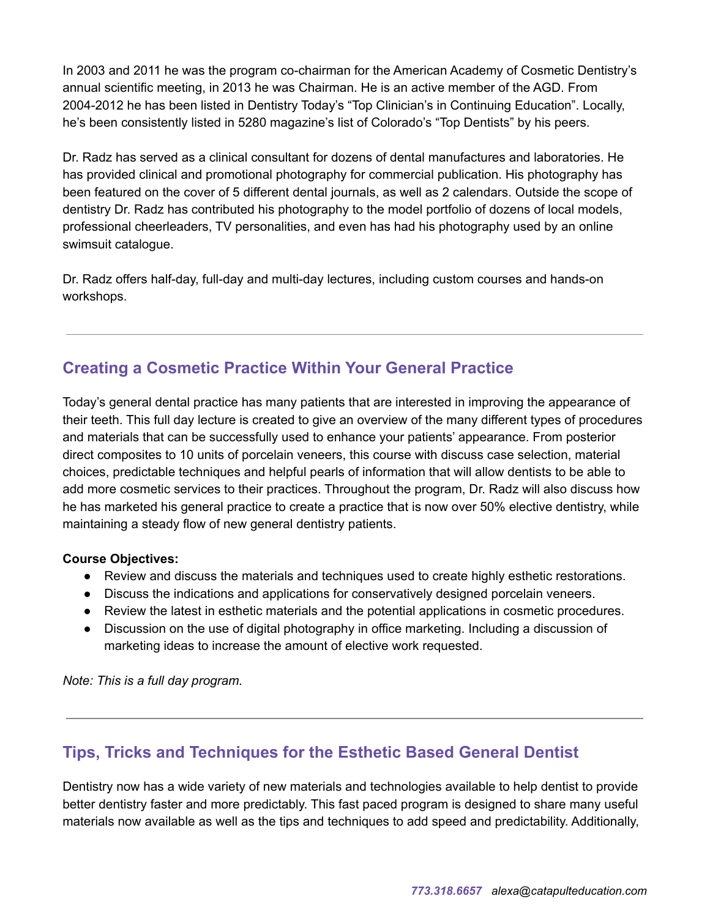In 2003 and 2011 he was the program co-chairman for the American Academy of Cosmetic Dentistry's annual scientific meeting, in 2013 he was Chairman. He is an active member of the AGD. From 2004-2012 he has been listed in Dentistry Today's "Top Clinician's in Continuing Education". Locally, he's been consistently listed in 5280 magazine's list of Colorado's "Top Dentists" by his peers.

Dr. Radz has served as a clinical consultant for dozens of dental manufactures and laboratories. He has provided clinical and promotional photography for commercial publication. His photography has been featured on the cover of 5 different dental journals, as well as 2 calendars. Outside the scope of dentistry Dr. Radz has contributed his photography to the model portfolio of dozens of local models, professional cheerleaders, TV personalities, and even has had his photography used by an online swimsuit catalogue.

Dr. Radz offers half-day, full-day and multi-day lectures, including custom courses and hands-on workshops.

---

## Creating a Cosmetic Practice Within Your General Practice

Today's general dental practice has many patients that are interested in improving the appearance of their teeth. This full day lecture is created to give an overview of the many different types of procedures and materials that can be successfully used to enhance your patients' appearance. From posterior direct composites to 10 units of porcelain veneers, this course with discuss case selection, material choices, predictable techniques and helpful pearls of information that will allow dentists to be able to add more cosmetic services to their practices. Throughout the program, Dr. Radz will also discuss how he has marketed his general practice to create a practice that is now over 50% elective dentistry, while maintaining a steady flow of new general dentistry patients.

**Course Objectives:**

- Review and discuss the materials and techniques used to create highly esthetic restorations.
- Discuss the indications and applications for conservatively designed porcelain veneers.
- Review the latest in esthetic materials and the potential applications in cosmetic procedures.
- Discussion on the use of digital photography in office marketing. Including a discussion of marketing ideas to increase the amount of elective work requested.

*Note: This is a full day program.*

---

## Tips, Tricks and Techniques for the Esthetic Based General Dentist

Dentistry now has a wide variety of new materials and technologies available to help dentist to provide better dentistry faster and more predictably. This fast paced program is designed to share many useful materials now available as well as the tips and techniques to add speed and predictability. Additionally,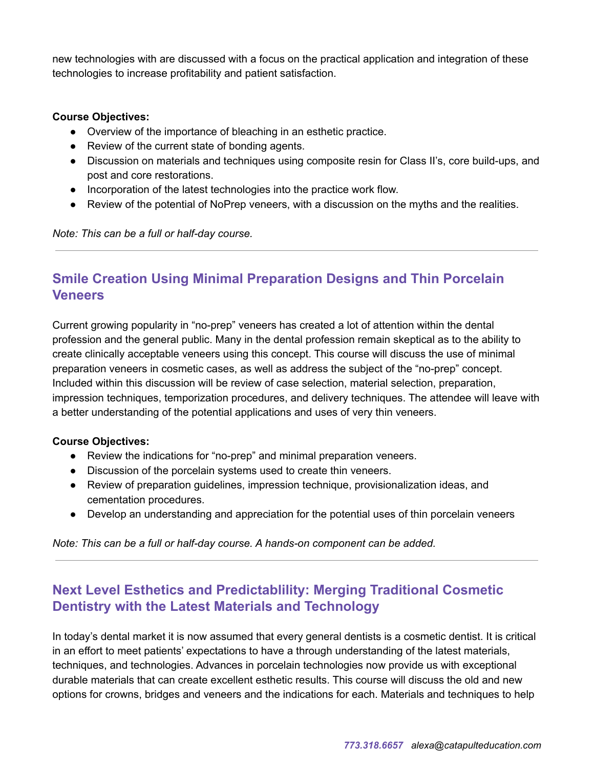new technologies with are discussed with a focus on the practical application and integration of these technologies to increase profitability and patient satisfaction.

**Course Objectives:**

- Overview of the importance of bleaching in an esthetic practice.
- Review of the current state of bonding agents.
- Discussion on materials and techniques using composite resin for Class II's, core build-ups, and post and core restorations.
- Incorporation of the latest technologies into the practice work flow.
- Review of the potential of NoPrep veneers, with a discussion on the myths and the realities.

*Note: This can be a full or half-day course.*

---

## Smile Creation Using Minimal Preparation Designs and Thin Porcelain Veneers

Current growing popularity in "no-prep" veneers has created a lot of attention within the dental profession and the general public. Many in the dental profession remain skeptical as to the ability to create clinically acceptable veneers using this concept. This course will discuss the use of minimal preparation veneers in cosmetic cases, as well as address the subject of the "no-prep" concept. Included within this discussion will be review of case selection, material selection, preparation, impression techniques, temporization procedures, and delivery techniques. The attendee will leave with a better understanding of the potential applications and uses of very thin veneers.

**Course Objectives:**

- Review the indications for "no-prep" and minimal preparation veneers.
- Discussion of the porcelain systems used to create thin veneers.
- Review of preparation guidelines, impression technique, provisionalization ideas, and cementation procedures.
- Develop an understanding and appreciation for the potential uses of thin porcelain veneers

*Note: This can be a full or half-day course. A hands-on component can be added.*

---

## Next Level Esthetics and Predictablility: Merging Traditional Cosmetic Dentistry with the Latest Materials and Technology

In today's dental market it is now assumed that every general dentists is a cosmetic dentist. It is critical in an effort to meet patients' expectations to have a through understanding of the latest materials, techniques, and technologies. Advances in porcelain technologies now provide us with exceptional durable materials that can create excellent esthetic results. This course will discuss the old and new options for crowns, bridges and veneers and the indications for each. Materials and techniques to help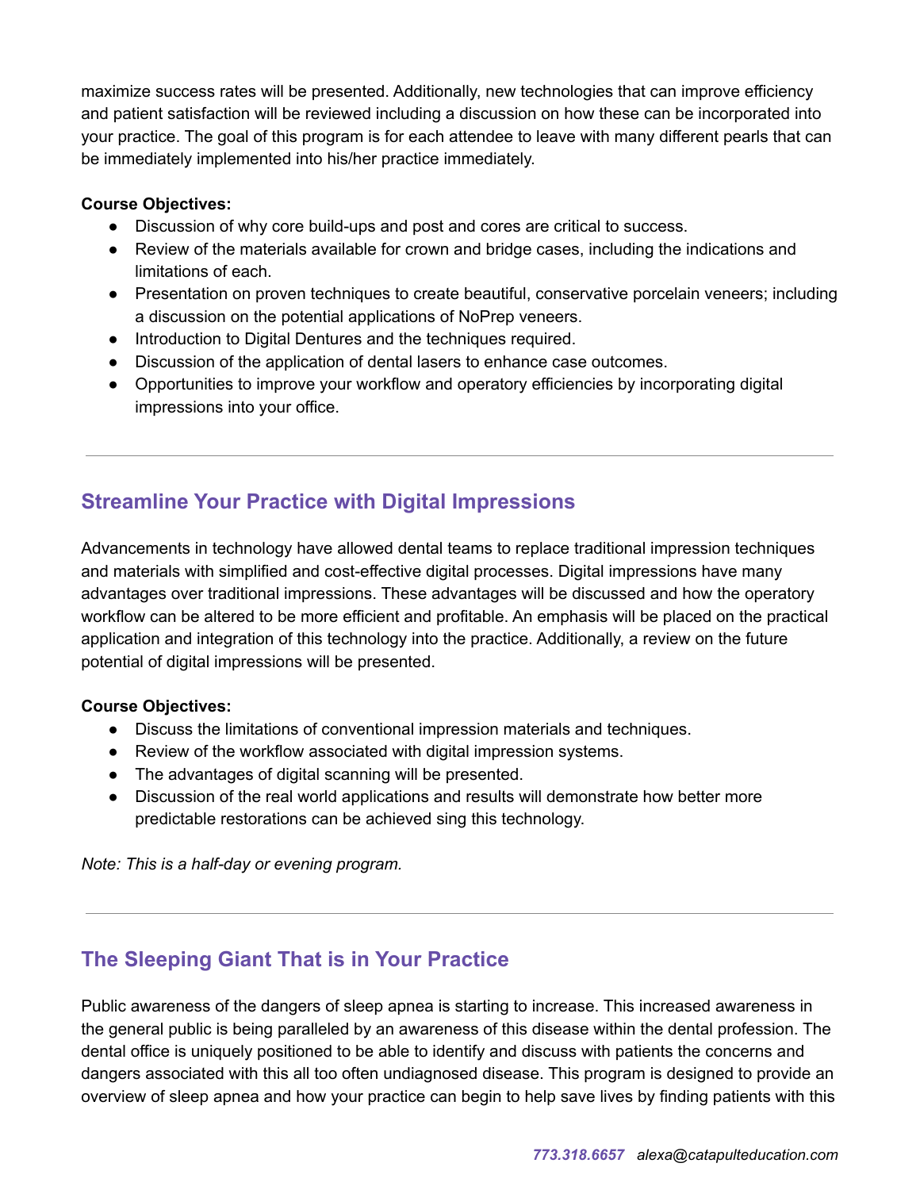maximize success rates will be presented. Additionally, new technologies that can improve efficiency and patient satisfaction will be reviewed including a discussion on how these can be incorporated into your practice. The goal of this program is for each attendee to leave with many different pearls that can be immediately implemented into his/her practice immediately.

**Course Objectives:**

- Discussion of why core build-ups and post and cores are critical to success.
- Review of the materials available for crown and bridge cases, including the indications and limitations of each.
- Presentation on proven techniques to create beautiful, conservative porcelain veneers; including a discussion on the potential applications of NoPrep veneers.
- Introduction to Digital Dentures and the techniques required.
- Discussion of the application of dental lasers to enhance case outcomes.
- Opportunities to improve your workflow and operatory efficiencies by incorporating digital impressions into your office.

---

## Streamline Your Practice with Digital Impressions

Advancements in technology have allowed dental teams to replace traditional impression techniques and materials with simplified and cost-effective digital processes. Digital impressions have many advantages over traditional impressions. These advantages will be discussed and how the operatory workflow can be altered to be more efficient and profitable. An emphasis will be placed on the practical application and integration of this technology into the practice. Additionally, a review on the future potential of digital impressions will be presented.

**Course Objectives:**

- Discuss the limitations of conventional impression materials and techniques.
- Review of the workflow associated with digital impression systems.
- The advantages of digital scanning will be presented.
- Discussion of the real world applications and results will demonstrate how better more predictable restorations can be achieved sing this technology.

*Note: This is a half-day or evening program.*

---

## The Sleeping Giant That is in Your Practice

Public awareness of the dangers of sleep apnea is starting to increase. This increased awareness in the general public is being paralleled by an awareness of this disease within the dental profession. The dental office is uniquely positioned to be able to identify and discuss with patients the concerns and dangers associated with this all too often undiagnosed disease. This program is designed to provide an overview of sleep apnea and how your practice can begin to help save lives by finding patients with this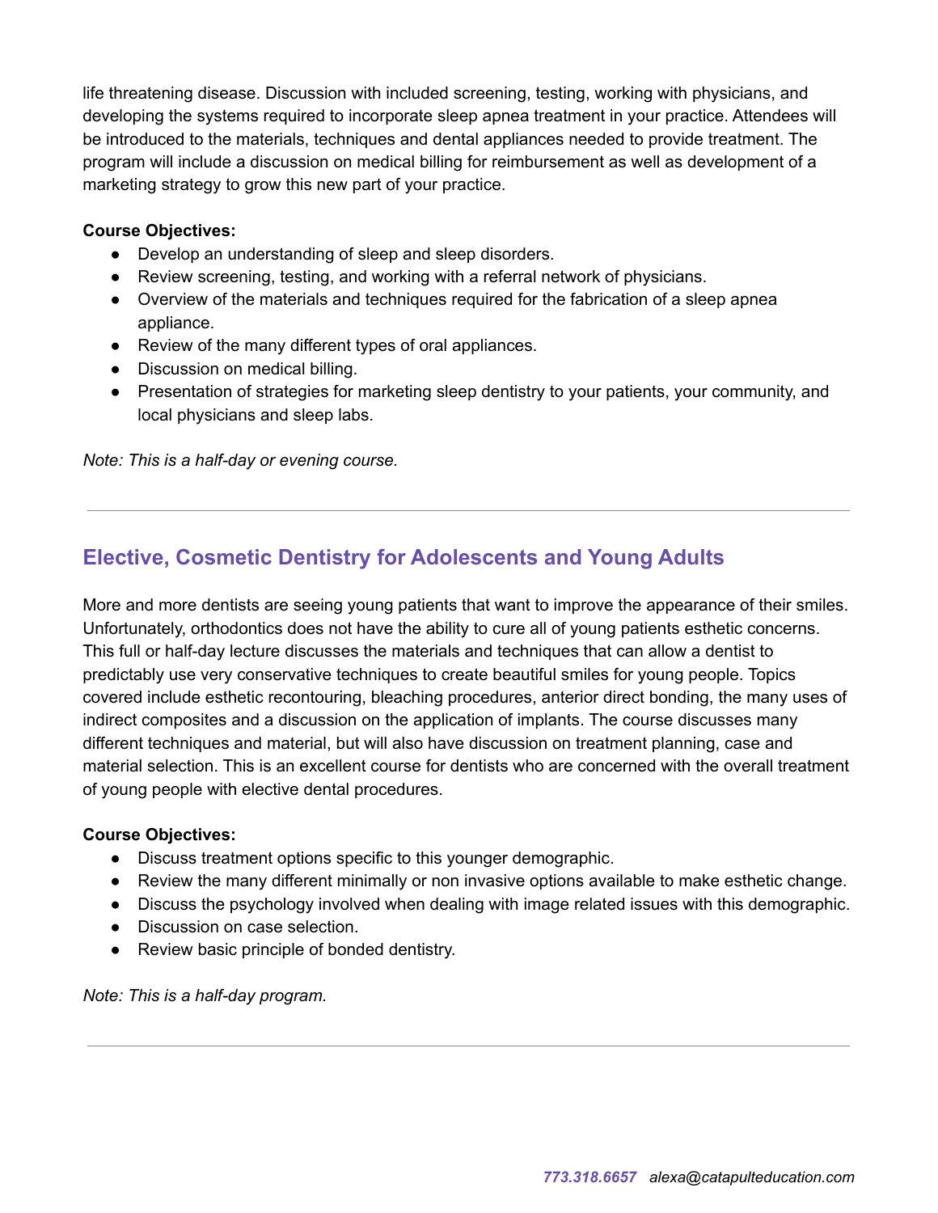life threatening disease. Discussion with included screening, testing, working with physicians, and developing the systems required to incorporate sleep apnea treatment in your practice. Attendees will be introduced to the materials, techniques and dental appliances needed to provide treatment. The program will include a discussion on medical billing for reimbursement as well as development of a marketing strategy to grow this new part of your practice.

**Course Objectives:**

- Develop an understanding of sleep and sleep disorders.
- Review screening, testing, and working with a referral network of physicians.
- Overview of the materials and techniques required for the fabrication of a sleep apnea appliance.
- Review of the many different types of oral appliances.
- Discussion on medical billing.
- Presentation of strategies for marketing sleep dentistry to your patients, your community, and local physicians and sleep labs.

*Note: This is a half-day or evening course.*

---

## Elective, Cosmetic Dentistry for Adolescents and Young Adults

More and more dentists are seeing young patients that want to improve the appearance of their smiles. Unfortunately, orthodontics does not have the ability to cure all of young patients esthetic concerns. This full or half-day lecture discusses the materials and techniques that can allow a dentist to predictably use very conservative techniques to create beautiful smiles for young people. Topics covered include esthetic recontouring, bleaching procedures, anterior direct bonding, the many uses of indirect composites and a discussion on the application of implants. The course discusses many different techniques and material, but will also have discussion on treatment planning, case and material selection. This is an excellent course for dentists who are concerned with the overall treatment of young people with elective dental procedures.

**Course Objectives:**

- Discuss treatment options specific to this younger demographic.
- Review the many different minimally or non invasive options available to make esthetic change.
- Discuss the psychology involved when dealing with image related issues with this demographic.
- Discussion on case selection.
- Review basic principle of bonded dentistry.

*Note: This is a half-day program.*

---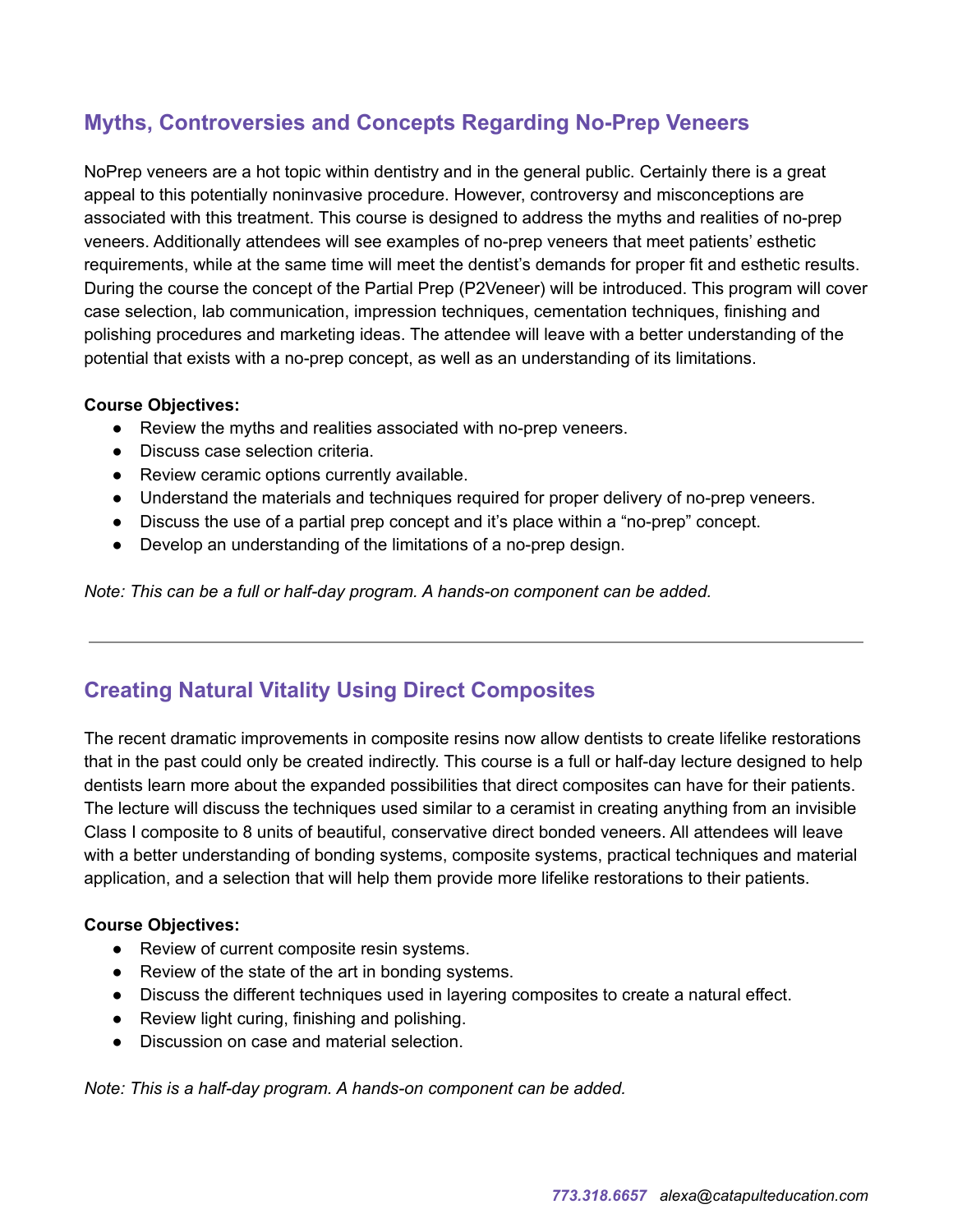## Myths, Controversies and Concepts Regarding No-Prep Veneers

NoPrep veneers are a hot topic within dentistry and in the general public. Certainly there is a great appeal to this potentially noninvasive procedure. However, controversy and misconceptions are associated with this treatment. This course is designed to address the myths and realities of no-prep veneers. Additionally attendees will see examples of no-prep veneers that meet patients' esthetic requirements, while at the same time will meet the dentist's demands for proper fit and esthetic results. During the course the concept of the Partial Prep (P2Veneer) will be introduced. This program will cover case selection, lab communication, impression techniques, cementation techniques, finishing and polishing procedures and marketing ideas. The attendee will leave with a better understanding of the potential that exists with a no-prep concept, as well as an understanding of its limitations.

**Course Objectives:**

- Review the myths and realities associated with no-prep veneers.
- Discuss case selection criteria.
- Review ceramic options currently available.
- Understand the materials and techniques required for proper delivery of no-prep veneers.
- Discuss the use of a partial prep concept and it's place within a "no-prep" concept.
- Develop an understanding of the limitations of a no-prep design.

*Note: This can be a full or half-day program. A hands-on component can be added.*

---

## Creating Natural Vitality Using Direct Composites

The recent dramatic improvements in composite resins now allow dentists to create lifelike restorations that in the past could only be created indirectly. This course is a full or half-day lecture designed to help dentists learn more about the expanded possibilities that direct composites can have for their patients. The lecture will discuss the techniques used similar to a ceramist in creating anything from an invisible Class I composite to 8 units of beautiful, conservative direct bonded veneers. All attendees will leave with a better understanding of bonding systems, composite systems, practical techniques and material application, and a selection that will help them provide more lifelike restorations to their patients.

**Course Objectives:**

- Review of current composite resin systems.
- Review of the state of the art in bonding systems.
- Discuss the different techniques used in layering composites to create a natural effect.
- Review light curing, finishing and polishing.
- Discussion on case and material selection.

*Note: This is a half-day program. A hands-on component can be added.*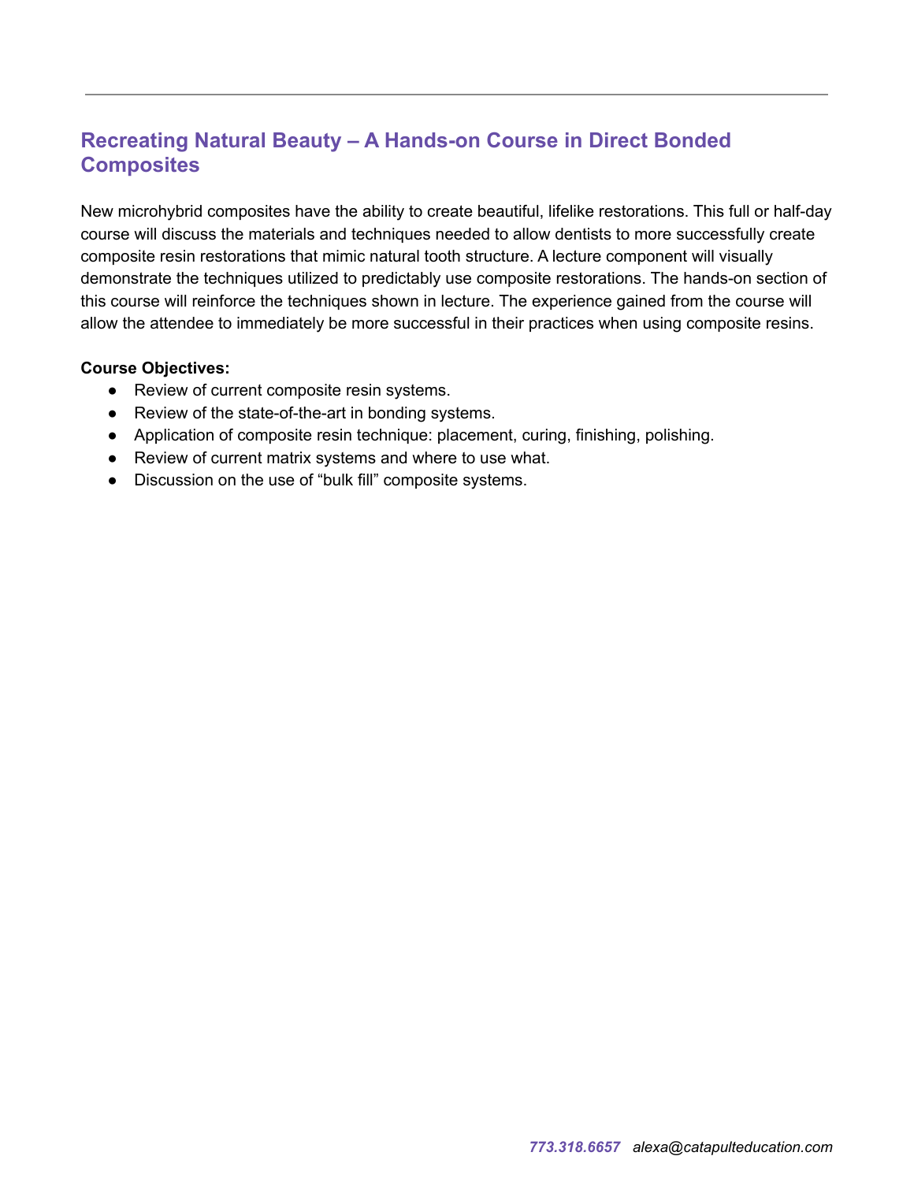## Recreating Natural Beauty – A Hands-on Course in Direct Bonded Composites

New microhybrid composites have the ability to create beautiful, lifelike restorations. This full or half-day course will discuss the materials and techniques needed to allow dentists to more successfully create composite resin restorations that mimic natural tooth structure. A lecture component will visually demonstrate the techniques utilized to predictably use composite restorations. The hands-on section of this course will reinforce the techniques shown in lecture. The experience gained from the course will allow the attendee to immediately be more successful in their practices when using composite resins.

**Course Objectives:**

- Review of current composite resin systems.
- Review of the state-of-the-art in bonding systems.
- Application of composite resin technique: placement, curing, finishing, polishing.
- Review of current matrix systems and where to use what.
- Discussion on the use of “bulk fill” composite systems.

***773.318.6657*** *alexa@catapulteducation.com*